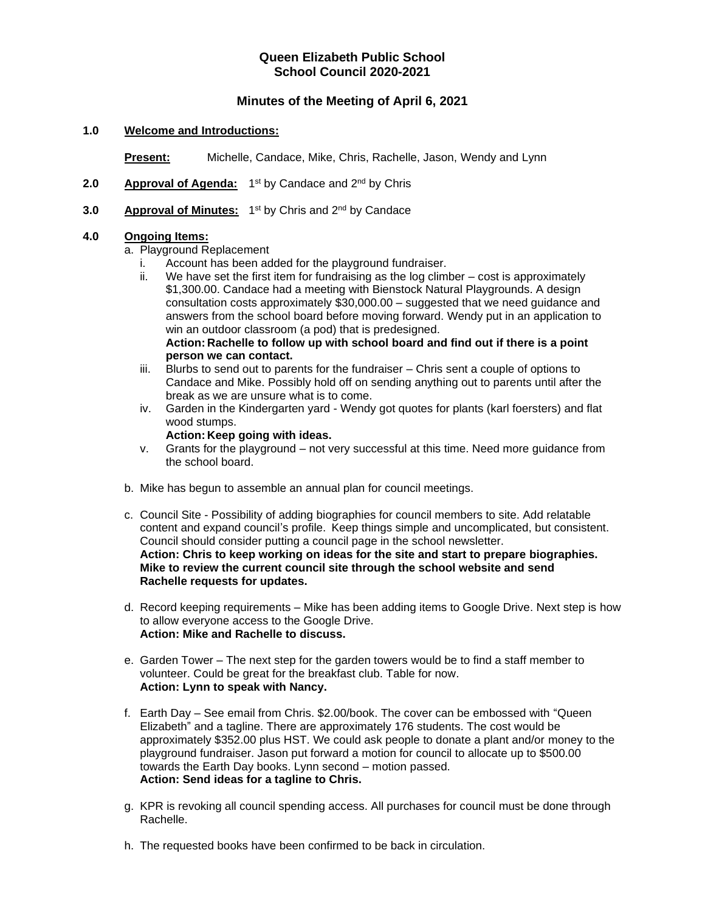# Queen Elizabeth Public School
# School Council 2020-2021

## Minutes of the Meeting of April 6, 2021

**1.0 Welcome and Introductions:**

**Present:** Michelle, Candace, Mike, Chris, Rachelle, Jason, Wendy and Lynn

**2.0 Approval of Agenda:** 1st by Candace and 2nd by Chris

**3.0 Approval of Minutes:** 1st by Chris and 2nd by Candace

**4.0 Ongoing Items:**

a. Playground Replacement
   i. Account has been added for the playground fundraiser.
   ii. We have set the first item for fundraising as the log climber – cost is approximately $1,300.00. Candace had a meeting with Bienstock Natural Playgrounds. A design consultation costs approximately $30,000.00 – suggested that we need guidance and answers from the school board before moving forward. Wendy put in an application to win an outdoor classroom (a pod) that is predesigned.
   **Action: Rachelle to follow up with school board and find out if there is a point person we can contact.**
   iii. Blurbs to send out to parents for the fundraiser – Chris sent a couple of options to Candace and Mike. Possibly hold off on sending anything out to parents until after the break as we are unsure what is to come.
   iv. Garden in the Kindergarten yard - Wendy got quotes for plants (karl foersters) and flat wood stumps.
   **Action: Keep going with ideas.**
   v. Grants for the playground – not very successful at this time. Need more guidance from the school board.

b. Mike has begun to assemble an annual plan for council meetings.

c. Council Site - Possibility of adding biographies for council members to site. Add relatable content and expand council's profile. Keep things simple and uncomplicated, but consistent. Council should consider putting a council page in the school newsletter.
**Action: Chris to keep working on ideas for the site and start to prepare biographies. Mike to review the current council site through the school website and send Rachelle requests for updates.**

d. Record keeping requirements – Mike has been adding items to Google Drive. Next step is how to allow everyone access to the Google Drive.
**Action: Mike and Rachelle to discuss.**

e. Garden Tower – The next step for the garden towers would be to find a staff member to volunteer. Could be great for the breakfast club. Table for now.
**Action: Lynn to speak with Nancy.**

f. Earth Day – See email from Chris. $2.00/book. The cover can be embossed with "Queen Elizabeth" and a tagline. There are approximately 176 students. The cost would be approximately $352.00 plus HST. We could ask people to donate a plant and/or money to the playground fundraiser. Jason put forward a motion for council to allocate up to $500.00 towards the Earth Day books. Lynn second – motion passed.
**Action: Send ideas for a tagline to Chris.**

g. KPR is revoking all council spending access. All purchases for council must be done through Rachelle.

h. The requested books have been confirmed to be back in circulation.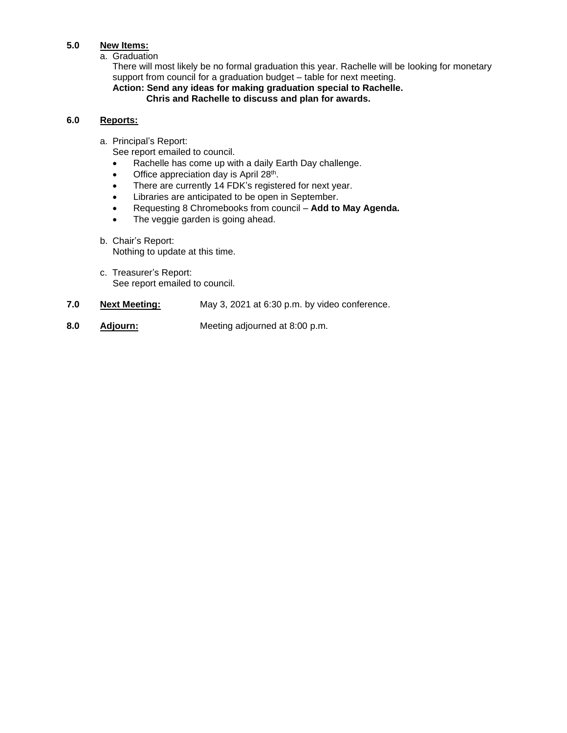**5.0 New Items:**

a. Graduation
   There will most likely be no formal graduation this year. Rachelle will be looking for monetary support from council for a graduation budget – table for next meeting.
   **Action: Send any ideas for making graduation special to Rachelle.**
   **Chris and Rachelle to discuss and plan for awards.**

**6.0 Reports:**

a. Principal's Report:
   See report emailed to council.
   - Rachelle has come up with a daily Earth Day challenge.
   - Office appreciation day is April 28th.
   - There are currently 14 FDK's registered for next year.
   - Libraries are anticipated to be open in September.
   - Requesting 8 Chromebooks from council – **Add to May Agenda.**
   - The veggie garden is going ahead.

b. Chair's Report:
   Nothing to update at this time.

c. Treasurer's Report:
   See report emailed to council.

**7.0 Next Meeting:** May 3, 2021 at 6:30 p.m. by video conference.

**8.0 Adjourn:** Meeting adjourned at 8:00 p.m.